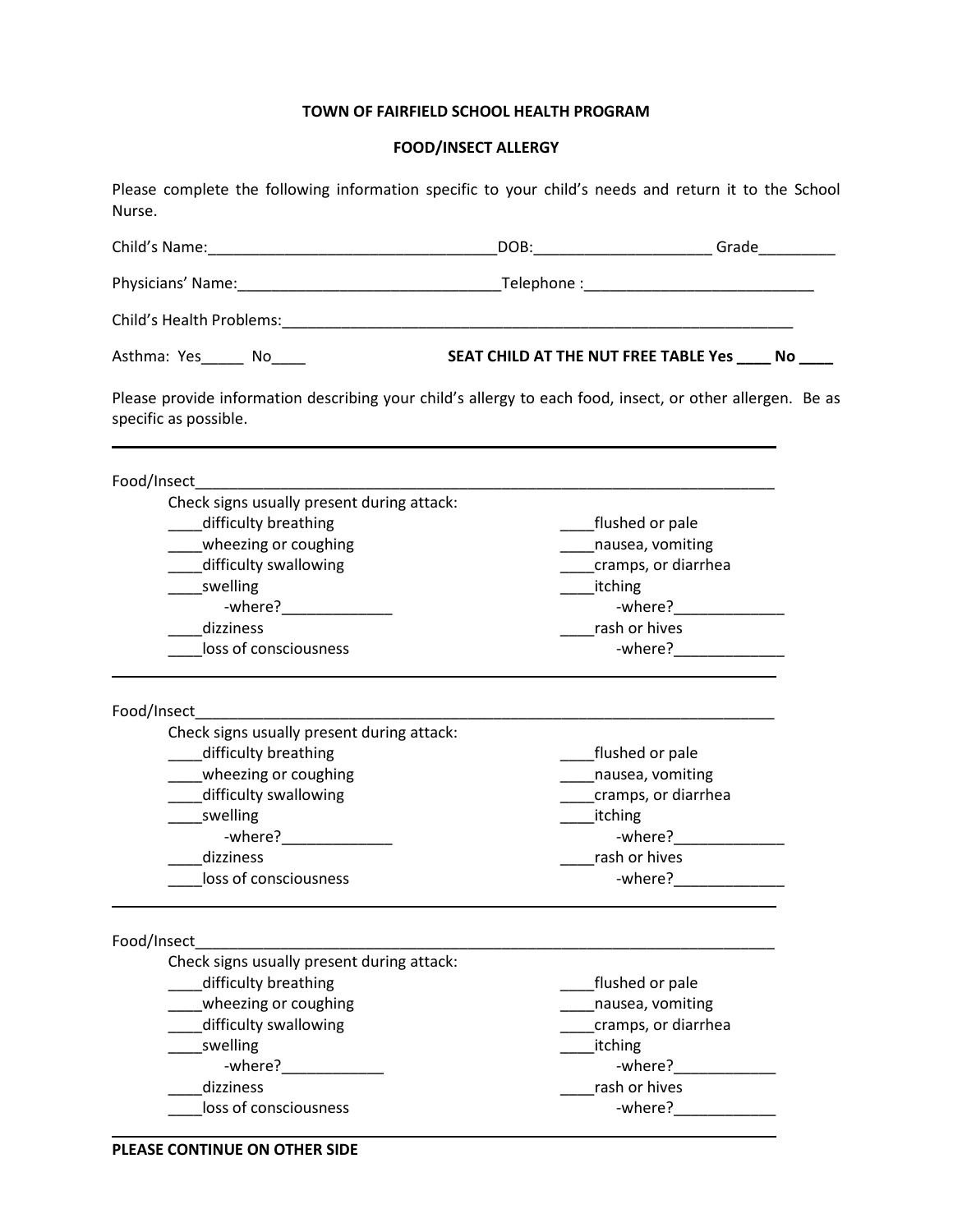**TOWN OF FAIRFIELD SCHOOL HEALTH PROGRAM**

**FOOD/INSECT ALLERGY**

Please complete the following information specific to your child's needs and return it to the School Nurse.

Child's Name:__________________________________DOB:_____________________ Grade_________

Physicians' Name:_______________________________Telephone :___________________________

Child's Health Problems:_________________________________________________________________

Asthma: Yes_____ No____ **SEAT CHILD AT THE NUT FREE TABLE Yes ____ No ____**

Please provide information describing your child's allergy to each food, insect, or other allergen. Be as specific as possible.

---

Food/Insect_______________________________________________________________________

Check signs usually present during attack:

____difficulty breathing
____wheezing or coughing
____difficulty swallowing
____swelling
-where?_____________
____dizziness
____loss of consciousness

____flushed or pale
____nausea, vomiting
____cramps, or diarrhea
____itching
-where?_____________
____rash or hives
-where?_____________

---

Food/Insect_______________________________________________________________________

Check signs usually present during attack:

____difficulty breathing
____wheezing or coughing
____difficulty swallowing
____swelling
-where?_____________
____dizziness
____loss of consciousness

____flushed or pale
____nausea, vomiting
____cramps, or diarrhea
____itching
-where?_____________
____rash or hives
-where?_____________

---

Food/Insect_______________________________________________________________________

Check signs usually present during attack:

____difficulty breathing
____wheezing or coughing
____difficulty swallowing
____swelling
-where?____________
____dizziness
____loss of consciousness

____flushed or pale
____nausea, vomiting
____cramps, or diarrhea
____itching
-where?____________
____rash or hives
-where?____________

---

**PLEASE CONTINUE ON OTHER SIDE**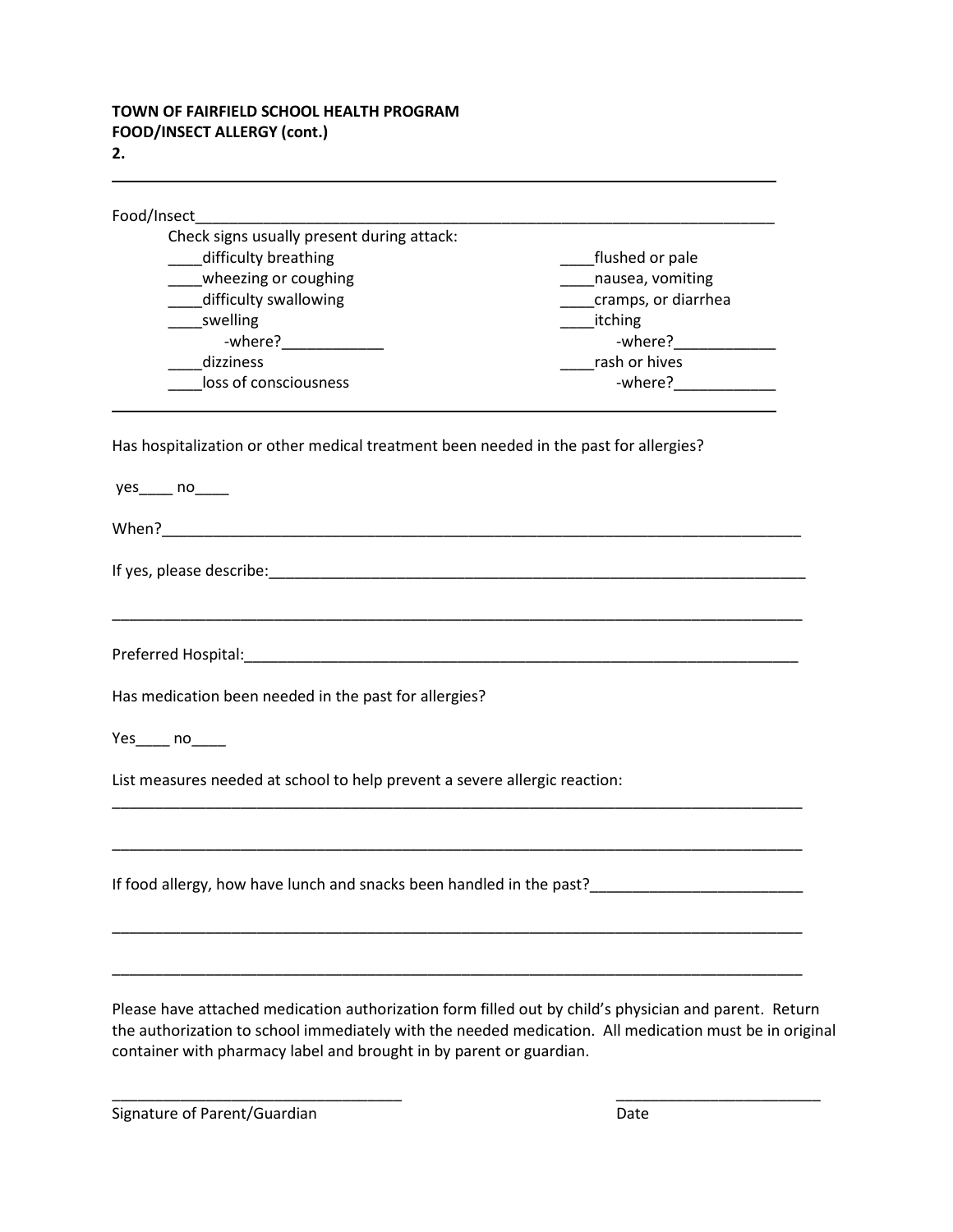**TOWN OF FAIRFIELD SCHOOL HEALTH PROGRAM**
**FOOD/INSECT ALLERGY (cont.)**
**2.**

---

Food/Insect_______________________________________________________________________

Check signs usually present during attack:

| | |
|---|---|
| ____difficulty breathing | ____flushed or pale |
| ____wheezing or coughing | ____nausea, vomiting |
| ____difficulty swallowing | ____cramps, or diarrhea |
| ____swelling | ____itching |
| -where?____________ | -where?____________ |
| ____dizziness | ____rash or hives |
| ____loss of consciousness | -where?____________ |

---

Has hospitalization or other medical treatment been needed in the past for allergies?

yes____ no____

When?_____________________________________________________________________________

If yes, please describe:______________________________________________________________

___________________________________________________________________________________

Preferred Hospital:__________________________________________________________________

Has medication been needed in the past for allergies?

Yes____ no____

List measures needed at school to help prevent a severe allergic reaction:

___________________________________________________________________________________

___________________________________________________________________________________

If food allergy, how have lunch and snacks been handled in the past?_________________________

___________________________________________________________________________________

___________________________________________________________________________________

Please have attached medication authorization form filled out by child's physician and parent. Return the authorization to school immediately with the needed medication. All medication must be in original container with pharmacy label and brought in by parent or guardian.

__________________________________ &nbsp;&nbsp;&nbsp;&nbsp;&nbsp;&nbsp;&nbsp;&nbsp; ________________________

Signature of Parent/Guardian &nbsp;&nbsp;&nbsp;&nbsp;&nbsp;&nbsp;&nbsp;&nbsp; Date